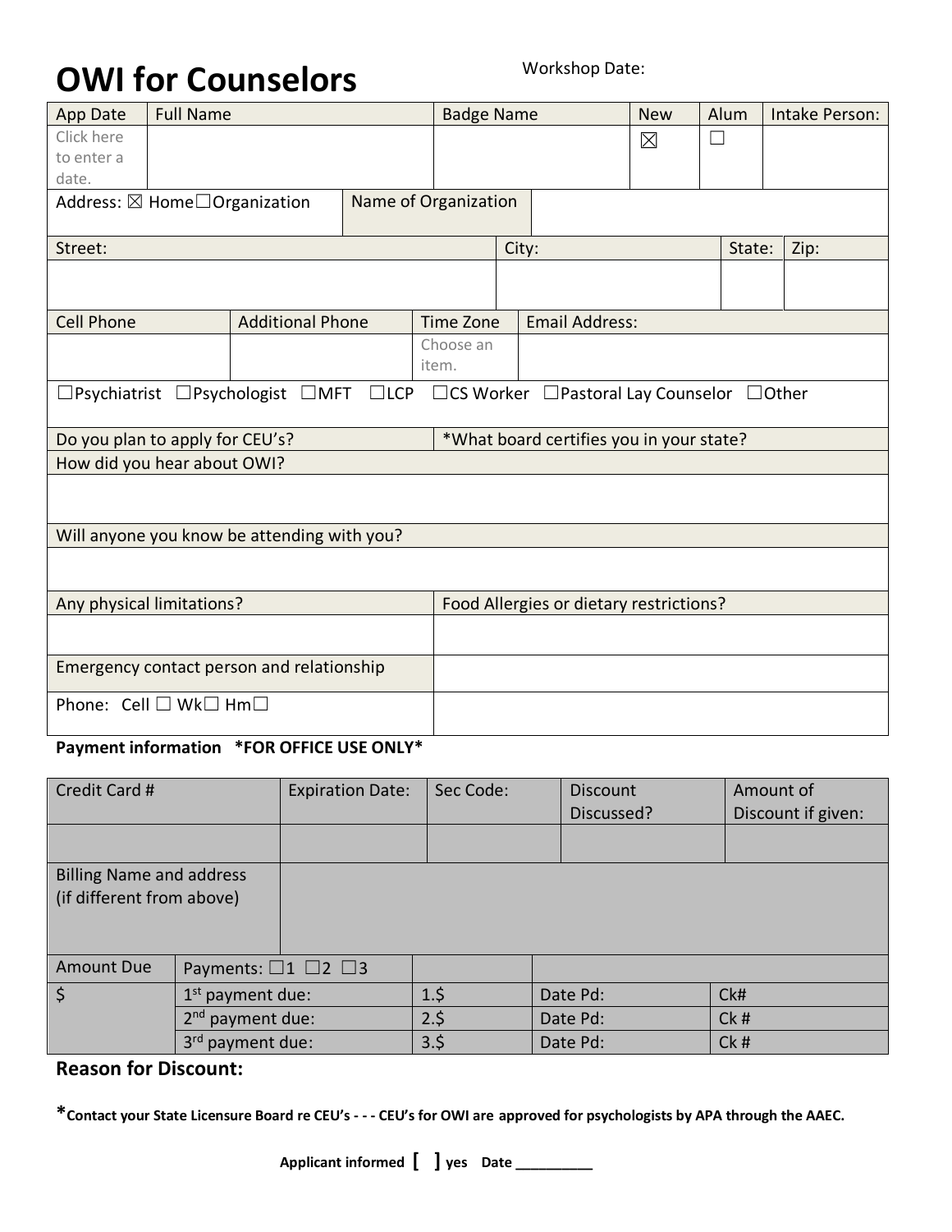# OWI for Counselors

Workshop Date:

| App Date | Full Name | Badge Name | New | Alum | Intake Person: |
|---|---|---|---|---|---|
| Click here to enter a date. | | | ☒ | ☐ | |

| Address: ☒ Home☐Organization | Name of Organization | |
|---|---|---|

| Street: | City: | State: | Zip: |
|---|---|---|---|
| | | | |

| Cell Phone | Additional Phone | Time Zone | Email Address: |
|---|---|---|---|
| | | Choose an item. | |

☐Psychiatrist ☐Psychologist ☐MFT ☐LCP ☐CS Worker ☐Pastoral Lay Counselor ☐Other

| Do you plan to apply for CEU's? | *What board certifies you in your state? |
|---|---|

| How did you hear about OWI? |
|---|
| |

| Will anyone you know be attending with you? |
|---|
| |

| Any physical limitations? | Food Allergies or dietary restrictions? |
|---|---|
| | |
| Emergency contact person and relationship | |
| Phone: Cell ☐ Wk☐ Hm☐ | |

**Payment information \*FOR OFFICE USE ONLY\***

| Credit Card # | Expiration Date: | Sec Code: | Discount Discussed? | Amount of Discount if given: |
|---|---|---|---|---|
| | | | | |
| Billing Name and address (if different from above) | | | | |

| Amount Due | Payments: ☐1 ☐2 ☐3 | | | |
|---|---|---|---|---|
| $ | 1st payment due: | 1.$ | Date Pd: | Ck# |
| | 2nd payment due: | 2.$ | Date Pd: | Ck # |
| | 3rd payment due: | 3.$ | Date Pd: | Ck # |

**Reason for Discount:**

***Contact your State Licensure Board re CEU's - - - CEU's for OWI are approved for psychologists by APA through the AAEC.**

**Applicant informed [ ] yes Date __________**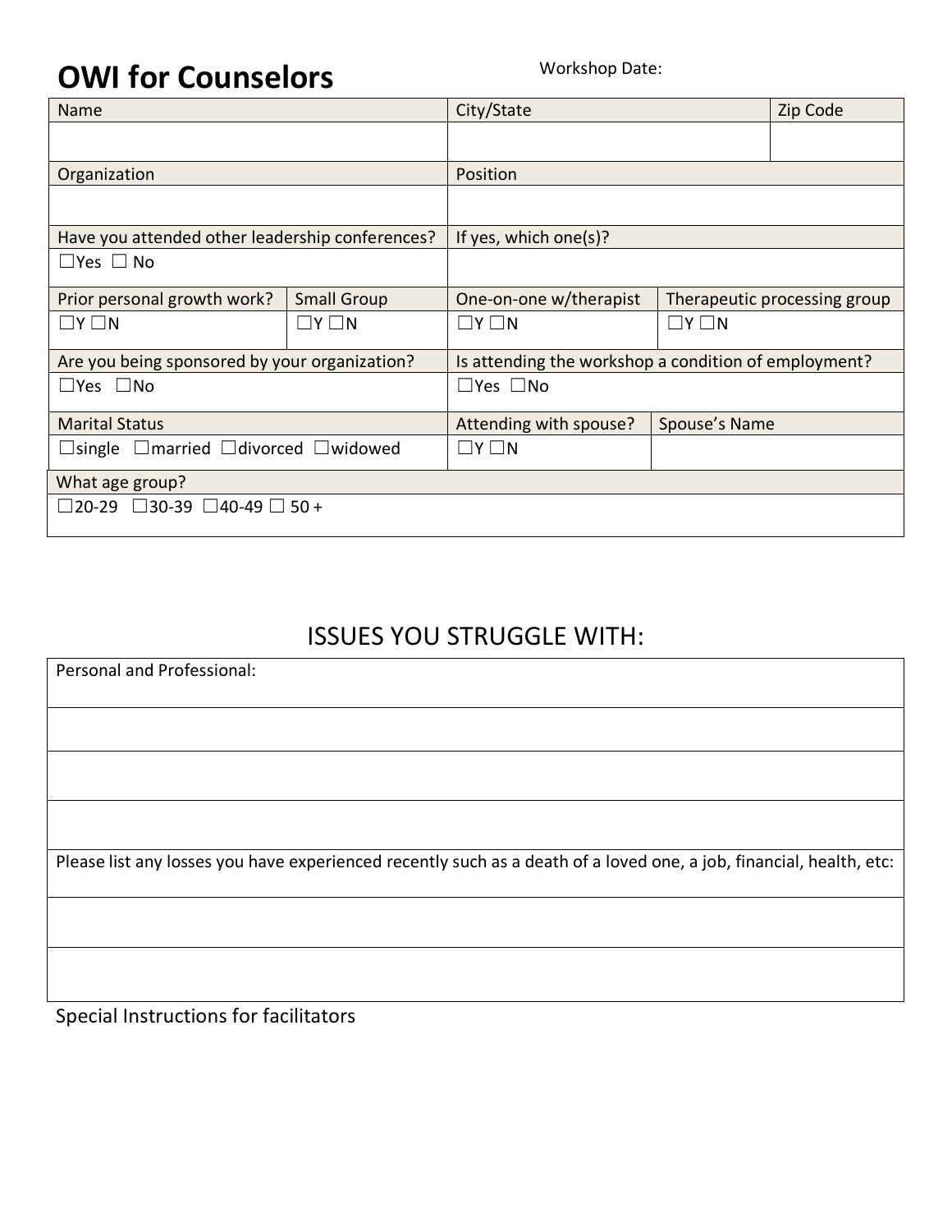# OWI for Counselors

Workshop Date:

| Name | | City/State | | Zip Code |
|---|---|---|---|---|
| | | | | |
| Organization | | Position | | |
| | | | | |
| Have you attended other leadership conferences? | | If yes, which one(s)? | | |
| ☐Yes ☐ No | | | | |
| Prior personal growth work? | Small Group | One-on-one w/therapist | Therapeutic processing group | |
| ☐Y ☐N | ☐Y ☐N | ☐Y ☐N | ☐Y ☐N | |
| Are you being sponsored by your organization? | | Is attending the workshop a condition of employment? | | |
| ☐Yes ☐No | | ☐Yes ☐No | | |
| Marital Status | | Attending with spouse? | Spouse's Name | |
| ☐single ☐married ☐divorced ☐widowed | | ☐Y ☐N | | |
| What age group? | | | | |
| ☐20-29 ☐30-39 ☐40-49 ☐ 50 + | | | | |

## ISSUES YOU STRUGGLE WITH:

| |
|---|
| Personal and Professional: |
| |
| |
| |
| Please list any losses you have experienced recently such as a death of a loved one, a job, financial, health, etc: |
| |
| |

Special Instructions for facilitators